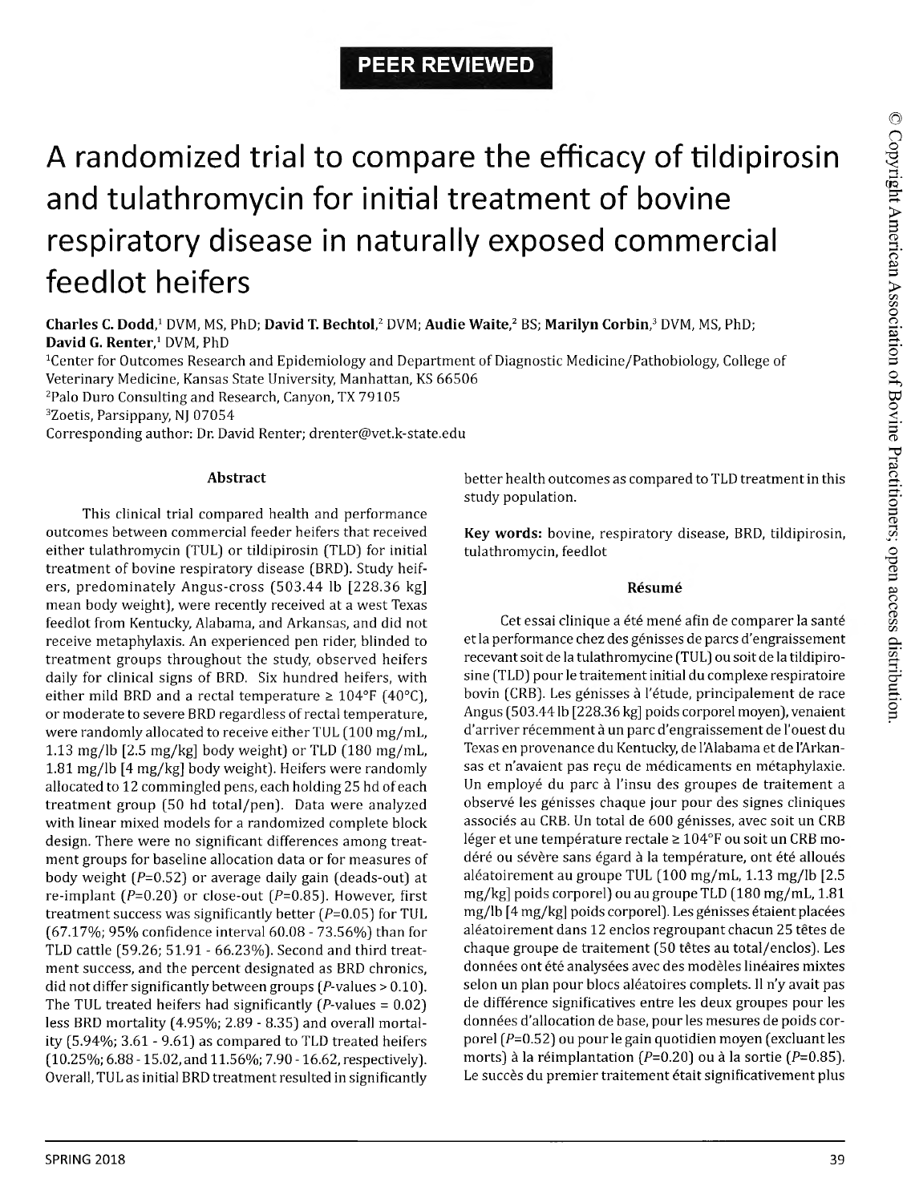PEER REVIEWED

# A randomized trial to compare the efficacy of tildipirosin and tulathromycin for initial treatment of bovine respiratory disease in naturally exposed commercial feedlot heifers

**Charles C. Dodd,**[1] DVM, MS, PhD; **David T. Bechtol,**[2] DVM; **Audie Waite,**[2] BS; **Marilyn Corbin,**[3] DVM, MS, PhD; **David G. Renter,**[1] DVM, PhD

[1]Center for Outcomes Research and Epidemiology and Department of Diagnostic Medicine/Pathobiology, College of Veterinary Medicine, Kansas State University, Manhattan, KS 66506

[2]Palo Duro Consulting and Research, Canyon, TX 79105

[3]Zoetis, Parsippany, NJ 07054

Corresponding author: Dr. David Renter; drenter@vet.k-state.edu

## Abstract

This clinical trial compared health and performance outcomes between commercial feeder heifers that received either tulathromycin (TUL) or tildipirosin (TLD) for initial treatment of bovine respiratory disease (BRD). Study heifers, predominately Angus-cross (503.44 lb [228.36 kg] mean body weight), were recently received at a west Texas feedlot from Kentucky, Alabama, and Arkansas, and did not receive metaphylaxis. An experienced pen rider, blinded to treatment groups throughout the study, observed heifers daily for clinical signs of BRD. Six hundred heifers, with either mild BRD and a rectal temperature ≥ 104°F (40°C), or moderate to severe BRD regardless of rectal temperature, were randomly allocated to receive either TUL (100 mg/mL, 1.13 mg/lb [2.5 mg/kg] body weight) or TLD (180 mg/mL, 1.81 mg/lb [4 mg/kg] body weight). Heifers were randomly allocated to 12 commingled pens, each holding 25 hd of each treatment group (50 hd total/pen). Data were analyzed with linear mixed models for a randomized complete block design. There were no significant differences among treatment groups for baseline allocation data or for measures of body weight ($P$=0.52) or average daily gain (deads-out) at re-implant ($P$=0.20) or close-out ($P$=0.85). However, first treatment success was significantly better ($P$=0.05) for TUL (67.17%; 95% confidence interval 60.08 - 73.56%) than for TLD cattle (59.26; 51.91 - 66.23%). Second and third treatment success, and the percent designated as BRD chronics, did not differ significantly between groups ($P$-values > 0.10). The TUL treated heifers had significantly ($P$-values = 0.02) less BRD mortality (4.95%; 2.89 - 8.35) and overall mortality (5.94%; 3.61 - 9.61) as compared to TLD treated heifers (10.25%; 6.88 - 15.02, and 11.56%; 7.90 - 16.62, respectively). Overall, TUL as initial BRD treatment resulted in significantly better health outcomes as compared to TLD treatment in this study population.

**Key words:** bovine, respiratory disease, BRD, tildipirosin, tulathromycin, feedlot

## Résumé

Cet essai clinique a été mené afin de comparer la santé et la performance chez des génisses de parcs d'engraissement recevant soit de la tulathromycine (TUL) ou soit de la tildipirosine (TLD) pour le traitement initial du complexe respiratoire bovin (CRB). Les génisses à l'étude, principalement de race Angus (503.44 lb [228.36 kg] poids corporel moyen), venaient d'arriver récemment à un parc d'engraissement de l'ouest du Texas en provenance du Kentucky, de l'Alabama et de l'Arkansas et n'avaient pas reçu de médicaments en métaphylaxie. Un employé du parc à l'insu des groupes de traitement a observé les génisses chaque jour pour des signes cliniques associés au CRB. Un total de 600 génisses, avec soit un CRB léger et une température rectale ≥ 104°F ou soit un CRB modéré ou sévère sans égard à la température, ont été alloués aléatoirement au groupe TUL (100 mg/mL, 1.13 mg/lb [2.5 mg/kg] poids corporel) ou au groupe TLD (180 mg/mL, 1.81 mg/lb [4 mg/kg] poids corporel). Les génisses étaient placées aléatoirement dans 12 enclos regroupant chacun 25 têtes de chaque groupe de traitement (50 têtes au total/enclos). Les données ont été analysées avec des modèles linéaires mixtes selon un plan pour blocs aléatoires complets. Il n'y avait pas de différence significatives entre les deux groupes pour les données d'allocation de base, pour les mesures de poids corporel ($P$=0.52) ou pour le gain quotidien moyen (excluant les morts) à la réimplantation ($P$=0.20) ou à la sortie ($P$=0.85). Le succès du premier traitement était significativement plus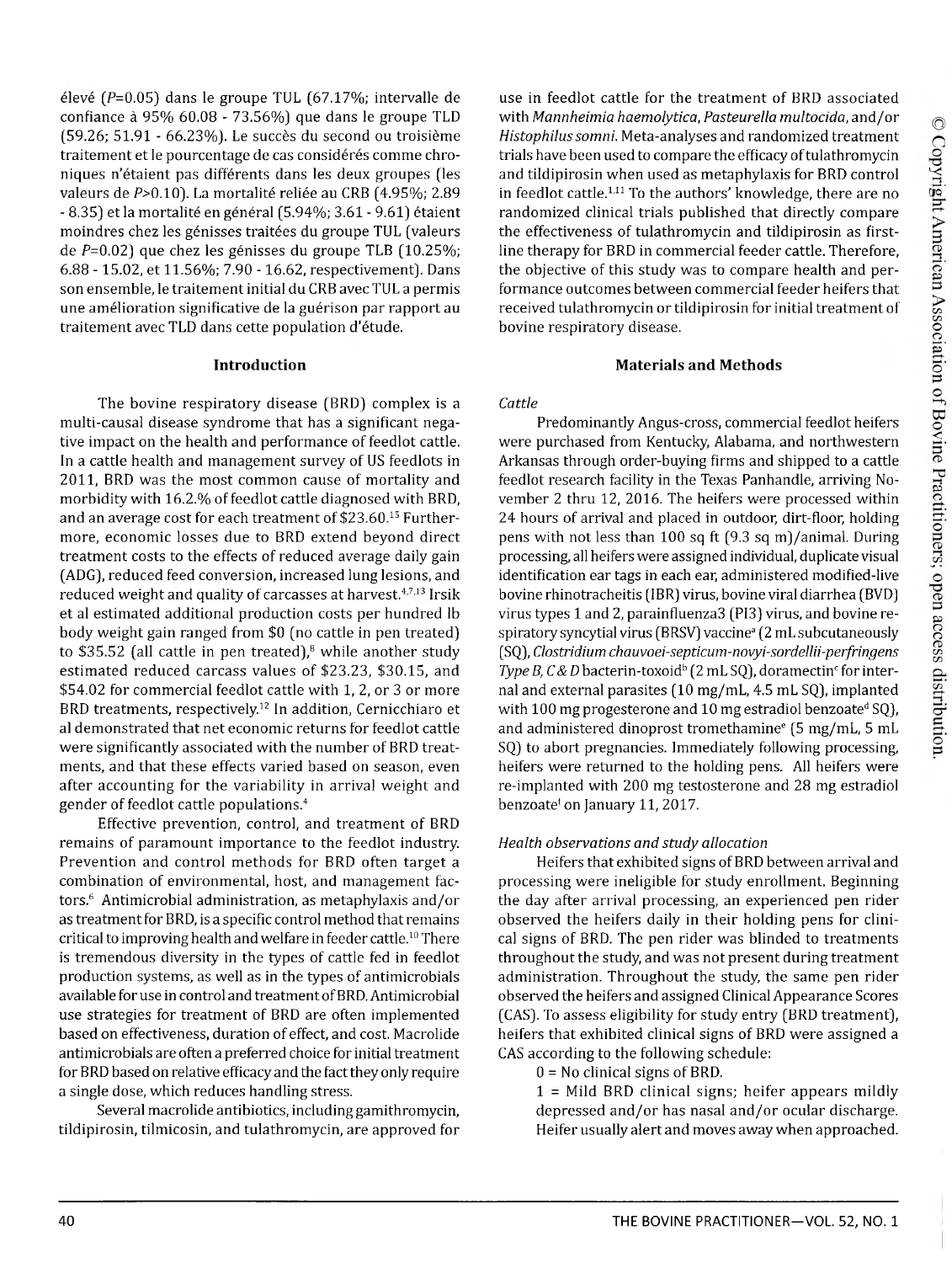élevé ($P$=0.05) dans le groupe TUL (67.17%; intervalle de confiance à 95% 60.08 - 73.56%) que dans le groupe TLD (59.26; 51.91 - 66.23%). Le succès du second ou troisième traitement et le pourcentage de cas considérés comme chroniques n'étaient pas différents dans les deux groupes (les valeurs de $P$>0.10). La mortalité reliée au CRB (4.95%; 2.89 - 8.35) et la mortalité en général (5.94%; 3.61 - 9.61) étaient moindres chez les génisses traitées du groupe TUL (valeurs de $P$=0.02) que chez les génisses du groupe TLB (10.25%; 6.88 - 15.02, et 11.56%; 7.90 - 16.62, respectivement). Dans son ensemble, le traitement initial du CRB avec TUL a permis une amélioration significative de la guérison par rapport au traitement avec TLD dans cette population d'étude.

## Introduction

The bovine respiratory disease (BRD) complex is a multi-causal disease syndrome that has a significant negative impact on the health and performance of feedlot cattle. In a cattle health and management survey of US feedlots in 2011, BRD was the most common cause of mortality and morbidity with 16.2.% of feedlot cattle diagnosed with BRD, and an average cost for each treatment of $23.60.[15] Furthermore, economic losses due to BRD extend beyond direct treatment costs to the effects of reduced average daily gain (ADG), reduced feed conversion, increased lung lesions, and reduced weight and quality of carcasses at harvest.[4,7,13] Irsik et al estimated additional production costs per hundred lb body weight gain ranged from $0 (no cattle in pen treated) to $35.52 (all cattle in pen treated),[8] while another study estimated reduced carcass values of $23.23, $30.15, and $54.02 for commercial feedlot cattle with 1, 2, or 3 or more BRD treatments, respectively.[12] In addition, Cernicchiaro et al demonstrated that net economic returns for feedlot cattle were significantly associated with the number of BRD treatments, and that these effects varied based on season, even after accounting for the variability in arrival weight and gender of feedlot cattle populations.[4]

Effective prevention, control, and treatment of BRD remains of paramount importance to the feedlot industry. Prevention and control methods for BRD often target a combination of environmental, host, and management factors.[6] Antimicrobial administration, as metaphylaxis and/or as treatment for BRD, is a specific control method that remains critical to improving health and welfare in feeder cattle.[10] There is tremendous diversity in the types of cattle fed in feedlot production systems, as well as in the types of antimicrobials available for use in control and treatment of BRD. Antimicrobial use strategies for treatment of BRD are often implemented based on effectiveness, duration of effect, and cost. Macrolide antimicrobials are often a preferred choice for initial treatment for BRD based on relative efficacy and the fact they only require a single dose, which reduces handling stress.

Several macrolide antibiotics, including gamithromycin, tildipirosin, tilmicosin, and tulathromycin, are approved for use in feedlot cattle for the treatment of BRD associated with *Mannheimia haemolytica*, *Pasteurella multocida*, and/or *Histophilus somni*. Meta-analyses and randomized treatment trials have been used to compare the efficacy of tulathromycin and tildipirosin when used as metaphylaxis for BRD control in feedlot cattle.[1,11] To the authors' knowledge, there are no randomized clinical trials published that directly compare the effectiveness of tulathromycin and tildipirosin as first-line therapy for BRD in commercial feeder cattle. Therefore, the objective of this study was to compare health and performance outcomes between commercial feeder heifers that received tulathromycin or tildipirosin for initial treatment of bovine respiratory disease.

## Materials and Methods

### *Cattle*

Predominantly Angus-cross, commercial feedlot heifers were purchased from Kentucky, Alabama, and northwestern Arkansas through order-buying firms and shipped to a cattle feedlot research facility in the Texas Panhandle, arriving November 2 thru 12, 2016. The heifers were processed within 24 hours of arrival and placed in outdoor, dirt-floor, holding pens with not less than 100 sq ft (9.3 sq m)/animal. During processing, all heifers were assigned individual, duplicate visual identification ear tags in each ear, administered modified-live bovine rhinotracheitis (IBR) virus, bovine viral diarrhea (BVD) virus types 1 and 2, parainfluenza3 (PI3) virus, and bovine respiratory syncytial virus (BRSV) vaccine[a] (2 mL subcutaneously (SQ), *Clostridium chauvoei-septicum-novyi-sordellii-perfringens Type B, C & D* bacterin-toxoid[b] (2 mL SQ), doramectin[c] for internal and external parasites (10 mg/mL, 4.5 mL SQ), implanted with 100 mg progesterone and 10 mg estradiol benzoate[d] SQ), and administered dinoprost tromethamine[e] (5 mg/mL, 5 mL SQ) to abort pregnancies. Immediately following processing, heifers were returned to the holding pens. All heifers were re-implanted with 200 mg testosterone and 28 mg estradiol benzoate[f] on January 11, 2017.

### *Health observations and study allocation*

Heifers that exhibited signs of BRD between arrival and processing were ineligible for study enrollment. Beginning the day after arrival processing, an experienced pen rider observed the heifers daily in their holding pens for clinical signs of BRD. The pen rider was blinded to treatments throughout the study, and was not present during treatment administration. Throughout the study, the same pen rider observed the heifers and assigned Clinical Appearance Scores (CAS). To assess eligibility for study entry (BRD treatment), heifers that exhibited clinical signs of BRD were assigned a CAS according to the following schedule:

0 = No clinical signs of BRD.

1 = Mild BRD clinical signs; heifer appears mildly depressed and/or has nasal and/or ocular discharge. Heifer usually alert and moves away when approached.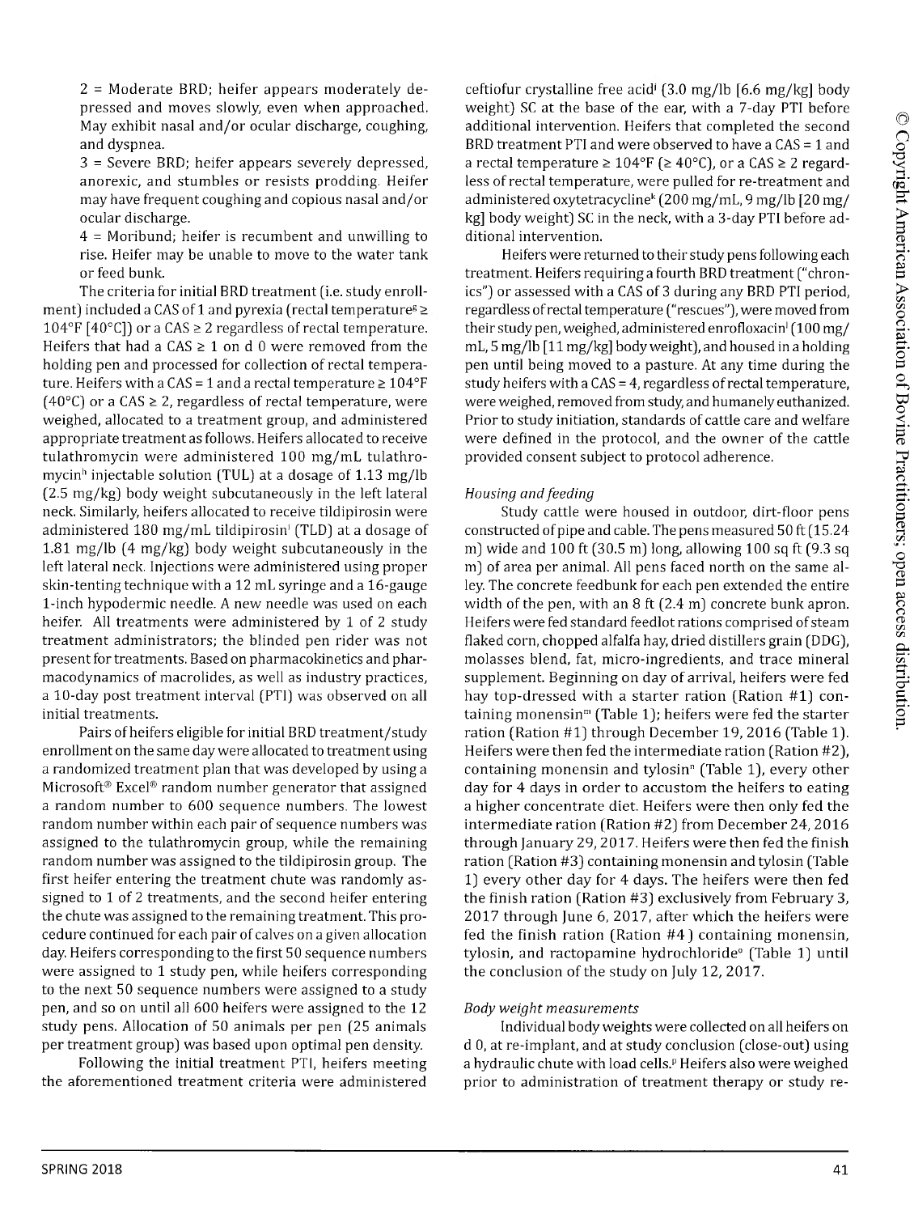2 = Moderate BRD; heifer appears moderately depressed and moves slowly, even when approached. May exhibit nasal and/or ocular discharge, coughing, and dyspnea.

3 = Severe BRD; heifer appears severely depressed, anorexic, and stumbles or resists prodding. Heifer may have frequent coughing and copious nasal and/or ocular discharge.

4 = Moribund; heifer is recumbent and unwilling to rise. Heifer may be unable to move to the water tank or feed bunk.

The criteria for initial BRD treatment (i.e. study enrollment) included a CAS of 1 and pyrexia (rectal temperature[g] ≥ 104°F [40°C]) or a CAS ≥ 2 regardless of rectal temperature. Heifers that had a CAS ≥ 1 on d 0 were removed from the holding pen and processed for collection of rectal temperature. Heifers with a CAS = 1 and a rectal temperature ≥ 104°F (40°C) or a CAS ≥ 2, regardless of rectal temperature, were weighed, allocated to a treatment group, and administered appropriate treatment as follows. Heifers allocated to receive tulathromycin were administered 100 mg/mL tulathromycin[h] injectable solution (TUL) at a dosage of 1.13 mg/lb (2.5 mg/kg) body weight subcutaneously in the left lateral neck. Similarly, heifers allocated to receive tildipirosin were administered 180 mg/mL tildipirosin[i] (TLD) at a dosage of 1.81 mg/lb (4 mg/kg) body weight subcutaneously in the left lateral neck. Injections were administered using proper skin-tenting technique with a 12 mL syringe and a 16-gauge 1-inch hypodermic needle. A new needle was used on each heifer. All treatments were administered by 1 of 2 study treatment administrators; the blinded pen rider was not present for treatments. Based on pharmacokinetics and pharmacodynamics of macrolides, as well as industry practices, a 10-day post treatment interval (PTI) was observed on all initial treatments.

Pairs of heifers eligible for initial BRD treatment/study enrollment on the same day were allocated to treatment using a randomized treatment plan that was developed by using a Microsoft® Excel® random number generator that assigned a random number to 600 sequence numbers. The lowest random number within each pair of sequence numbers was assigned to the tulathromycin group, while the remaining random number was assigned to the tildipirosin group. The first heifer entering the treatment chute was randomly assigned to 1 of 2 treatments, and the second heifer entering the chute was assigned to the remaining treatment. This procedure continued for each pair of calves on a given allocation day. Heifers corresponding to the first 50 sequence numbers were assigned to 1 study pen, while heifers corresponding to the next 50 sequence numbers were assigned to a study pen, and so on until all 600 heifers were assigned to the 12 study pens. Allocation of 50 animals per pen (25 animals per treatment group) was based upon optimal pen density.

Following the initial treatment PTI, heifers meeting the aforementioned treatment criteria were administered ceftiofur crystalline free acid[j] (3.0 mg/lb [6.6 mg/kg] body weight) SC at the base of the ear, with a 7-day PTI before additional intervention. Heifers that completed the second BRD treatment PTI and were observed to have a CAS = 1 and a rectal temperature ≥ 104°F (≥ 40°C), or a CAS ≥ 2 regardless of rectal temperature, were pulled for re-treatment and administered oxytetracycline[k] (200 mg/mL, 9 mg/lb [20 mg/kg] body weight) SC in the neck, with a 3-day PTI before additional intervention.

Heifers were returned to their study pens following each treatment. Heifers requiring a fourth BRD treatment ("chronics") or assessed with a CAS of 3 during any BRD PTI period, regardless of rectal temperature ("rescues"), were moved from their study pen, weighed, administered enrofloxacin[l] (100 mg/mL, 5 mg/lb [11 mg/kg] body weight), and housed in a holding pen until being moved to a pasture. At any time during the study heifers with a CAS = 4, regardless of rectal temperature, were weighed, removed from study, and humanely euthanized. Prior to study initiation, standards of cattle care and welfare were defined in the protocol, and the owner of the cattle provided consent subject to protocol adherence.

### *Housing and feeding*

Study cattle were housed in outdoor, dirt-floor pens constructed of pipe and cable. The pens measured 50 ft (15.24 m) wide and 100 ft (30.5 m) long, allowing 100 sq ft (9.3 sq m) of area per animal. All pens faced north on the same alley. The concrete feedbunk for each pen extended the entire width of the pen, with an 8 ft (2.4 m) concrete bunk apron. Heifers were fed standard feedlot rations comprised of steam flaked corn, chopped alfalfa hay, dried distillers grain (DDG), molasses blend, fat, micro-ingredients, and trace mineral supplement. Beginning on day of arrival, heifers were fed hay top-dressed with a starter ration (Ration #1) containing monensin[m] (Table 1); heifers were fed the starter ration (Ration #1) through December 19, 2016 (Table 1). Heifers were then fed the intermediate ration (Ration #2), containing monensin and tylosin[n] (Table 1), every other day for 4 days in order to accustom the heifers to eating a higher concentrate diet. Heifers were then only fed the intermediate ration (Ration #2) from December 24, 2016 through January 29, 2017. Heifers were then fed the finish ration (Ration #3) containing monensin and tylosin (Table 1) every other day for 4 days. The heifers were then fed the finish ration (Ration #3) exclusively from February 3, 2017 through June 6, 2017, after which the heifers were fed the finish ration (Ration #4) containing monensin, tylosin, and ractopamine hydrochloride[o] (Table 1) until the conclusion of the study on July 12, 2017.

### *Body weight measurements*

Individual body weights were collected on all heifers on d 0, at re-implant, and at study conclusion (close-out) using a hydraulic chute with load cells.[p] Heifers also were weighed prior to administration of treatment therapy or study re-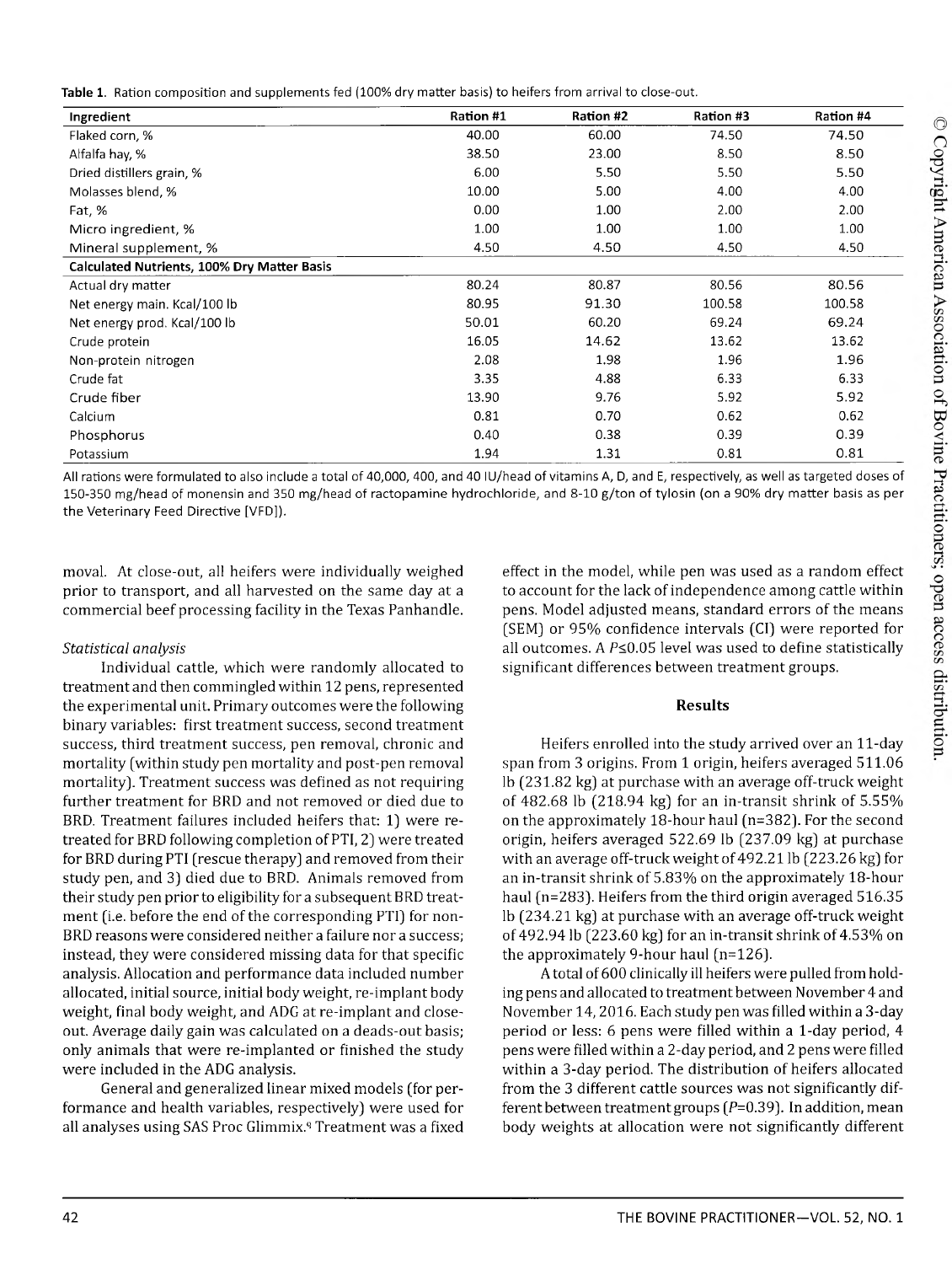**Table 1.** Ration composition and supplements fed (100% dry matter basis) to heifers from arrival to close-out.

| Ingredient | Ration #1 | Ration #2 | Ration #3 | Ration #4 |
|---|---|---|---|---|
| Flaked corn, % | 40.00 | 60.00 | 74.50 | 74.50 |
| Alfalfa hay, % | 38.50 | 23.00 | 8.50 | 8.50 |
| Dried distillers grain, % | 6.00 | 5.50 | 5.50 | 5.50 |
| Molasses blend, % | 10.00 | 5.00 | 4.00 | 4.00 |
| Fat, % | 0.00 | 1.00 | 2.00 | 2.00 |
| Micro ingredient, % | 1.00 | 1.00 | 1.00 | 1.00 |
| Mineral supplement, % | 4.50 | 4.50 | 4.50 | 4.50 |
| **Calculated Nutrients, 100% Dry Matter Basis** | | | | |
| Actual dry matter | 80.24 | 80.87 | 80.56 | 80.56 |
| Net energy main. Kcal/100 lb | 80.95 | 91.30 | 100.58 | 100.58 |
| Net energy prod. Kcal/100 lb | 50.01 | 60.20 | 69.24 | 69.24 |
| Crude protein | 16.05 | 14.62 | 13.62 | 13.62 |
| Non-protein nitrogen | 2.08 | 1.98 | 1.96 | 1.96 |
| Crude fat | 3.35 | 4.88 | 6.33 | 6.33 |
| Crude fiber | 13.90 | 9.76 | 5.92 | 5.92 |
| Calcium | 0.81 | 0.70 | 0.62 | 0.62 |
| Phosphorus | 0.40 | 0.38 | 0.39 | 0.39 |
| Potassium | 1.94 | 1.31 | 0.81 | 0.81 |

All rations were formulated to also include a total of 40,000, 400, and 40 IU/head of vitamins A, D, and E, respectively, as well as targeted doses of 150-350 mg/head of monensin and 350 mg/head of ractopamine hydrochloride, and 8-10 g/ton of tylosin (on a 90% dry matter basis as per the Veterinary Feed Directive [VFD]).

moval. At close-out, all heifers were individually weighed prior to transport, and all harvested on the same day at a commercial beef processing facility in the Texas Panhandle.

### *Statistical analysis*

Individual cattle, which were randomly allocated to treatment and then commingled within 12 pens, represented the experimental unit. Primary outcomes were the following binary variables: first treatment success, second treatment success, third treatment success, pen removal, chronic and mortality (within study pen mortality and post-pen removal mortality). Treatment success was defined as not requiring further treatment for BRD and not removed or died due to BRD. Treatment failures included heifers that: 1) were re-treated for BRD following completion of PTI, 2) were treated for BRD during PTI (rescue therapy) and removed from their study pen, and 3) died due to BRD. Animals removed from their study pen prior to eligibility for a subsequent BRD treatment (i.e. before the end of the corresponding PTI) for non-BRD reasons were considered neither a failure nor a success; instead, they were considered missing data for that specific analysis. Allocation and performance data included number allocated, initial source, initial body weight, re-implant body weight, final body weight, and ADG at re-implant and close-out. Average daily gain was calculated on a deads-out basis; only animals that were re-implanted or finished the study were included in the ADG analysis.

General and generalized linear mixed models (for performance and health variables, respectively) were used for all analyses using SAS Proc Glimmix.[9] Treatment was a fixed effect in the model, while pen was used as a random effect to account for the lack of independence among cattle within pens. Model adjusted means, standard errors of the means (SEM) or 95% confidence intervals (CI) were reported for all outcomes. A $P \leq 0.05$ level was used to define statistically significant differences between treatment groups.

## Results

Heifers enrolled into the study arrived over an 11-day span from 3 origins. From 1 origin, heifers averaged 511.06 lb (231.82 kg) at purchase with an average off-truck weight of 482.68 lb (218.94 kg) for an in-transit shrink of 5.55% on the approximately 18-hour haul (n=382). For the second origin, heifers averaged 522.69 lb (237.09 kg) at purchase with an average off-truck weight of 492.21 lb (223.26 kg) for an in-transit shrink of 5.83% on the approximately 18-hour haul (n=283). Heifers from the third origin averaged 516.35 lb (234.21 kg) at purchase with an average off-truck weight of 492.94 lb (223.60 kg) for an in-transit shrink of 4.53% on the approximately 9-hour haul (n=126).

A total of 600 clinically ill heifers were pulled from holding pens and allocated to treatment between November 4 and November 14, 2016. Each study pen was filled within a 3-day period or less: 6 pens were filled within a 1-day period, 4 pens were filled within a 2-day period, and 2 pens were filled within a 3-day period. The distribution of heifers allocated from the 3 different cattle sources was not significantly different between treatment groups ($P$=0.39). In addition, mean body weights at allocation were not significantly different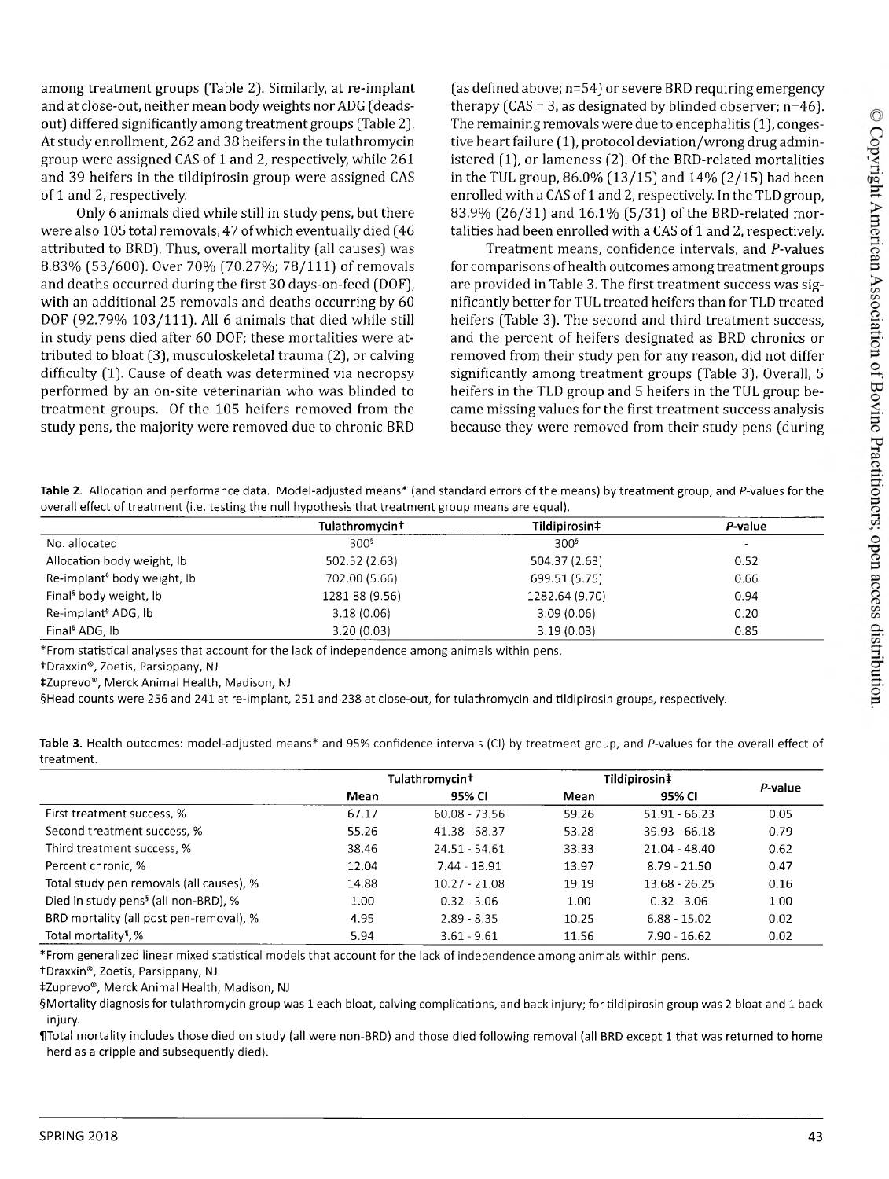among treatment groups (Table 2). Similarly, at re-implant and at close-out, neither mean body weights nor ADG (deads-out) differed significantly among treatment groups (Table 2). At study enrollment, 262 and 38 heifers in the tulathromycin group were assigned CAS of 1 and 2, respectively, while 261 and 39 heifers in the tildipirosin group were assigned CAS of 1 and 2, respectively.

Only 6 animals died while still in study pens, but there were also 105 total removals, 47 of which eventually died (46 attributed to BRD). Thus, overall mortality (all causes) was 8.83% (53/600). Over 70% (70.27%; 78/111) of removals and deaths occurred during the first 30 days-on-feed (DOF), with an additional 25 removals and deaths occurring by 60 DOF (92.79% 103/111). All 6 animals that died while still in study pens died after 60 DOF; these mortalities were attributed to bloat (3), musculoskeletal trauma (2), or calving difficulty (1). Cause of death was determined via necropsy performed by an on-site veterinarian who was blinded to treatment groups. Of the 105 heifers removed from the study pens, the majority were removed due to chronic BRD (as defined above; n=54) or severe BRD requiring emergency therapy (CAS = 3, as designated by blinded observer; n=46). The remaining removals were due to encephalitis (1), congestive heart failure (1), protocol deviation/wrong drug administered (1), or lameness (2). Of the BRD-related mortalities in the TUL group, 86.0% (13/15) and 14% (2/15) had been enrolled with a CAS of 1 and 2, respectively. In the TLD group, 83.9% (26/31) and 16.1% (5/31) of the BRD-related mortalities had been enrolled with a CAS of 1 and 2, respectively.

Treatment means, confidence intervals, and *P*-values for comparisons of health outcomes among treatment groups are provided in Table 3. The first treatment success was significantly better for TUL treated heifers than for TLD treated heifers (Table 3). The second and third treatment success, and the percent of heifers designated as BRD chronics or removed from their study pen for any reason, did not differ significantly among treatment groups (Table 3). Overall, 5 heifers in the TLD group and 5 heifers in the TUL group became missing values for the first treatment success analysis because they were removed from their study pens (during

**Table 2.** Allocation and performance data. Model-adjusted means* (and standard errors of the means) by treatment group, and *P*-values for the overall effect of treatment (i.e. testing the null hypothesis that treatment group means are equal).

| | Tulathromycin† | Tildipirosin‡ | *P*-value |
|---|---|---|---|
| No. allocated | 300§ | 300§ | - |
| Allocation body weight, lb | 502.52 (2.63) | 504.37 (2.63) | 0.52 |
| Re-implant§ body weight, lb | 702.00 (5.66) | 699.51 (5.75) | 0.66 |
| Final§ body weight, lb | 1281.88 (9.56) | 1282.64 (9.70) | 0.94 |
| Re-implant§ ADG, lb | 3.18 (0.06) | 3.09 (0.06) | 0.20 |
| Final§ ADG, lb | 3.20 (0.03) | 3.19 (0.03) | 0.85 |

*From statistical analyses that account for the lack of independence among animals within pens.

†Draxxin®, Zoetis, Parsippany, NJ

‡Zuprevo®, Merck Animal Health, Madison, NJ

§Head counts were 256 and 241 at re-implant, 251 and 238 at close-out, for tulathromycin and tildipirosin groups, respectively.

**Table 3.** Health outcomes: model-adjusted means* and 95% confidence intervals (CI) by treatment group, and *P*-values for the overall effect of treatment.

| | Tulathromycin† | | Tildipirosin‡ | | *P*-value |
|---|---|---|---|---|---|
| | Mean | 95% CI | Mean | 95% CI | |
| First treatment success, % | 67.17 | 60.08 - 73.56 | 59.26 | 51.91 - 66.23 | 0.05 |
| Second treatment success, % | 55.26 | 41.38 - 68.37 | 53.28 | 39.93 - 66.18 | 0.79 |
| Third treatment success, % | 38.46 | 24.51 - 54.61 | 33.33 | 21.04 - 48.40 | 0.62 |
| Percent chronic, % | 12.04 | 7.44 - 18.91 | 13.97 | 8.79 - 21.50 | 0.47 |
| Total study pen removals (all causes), % | 14.88 | 10.27 - 21.08 | 19.19 | 13.68 - 26.25 | 0.16 |
| Died in study pens§ (all non-BRD), % | 1.00 | 0.32 - 3.06 | 1.00 | 0.32 - 3.06 | 1.00 |
| BRD mortality (all post pen-removal), % | 4.95 | 2.89 - 8.35 | 10.25 | 6.88 - 15.02 | 0.02 |
| Total mortality¶, % | 5.94 | 3.61 - 9.61 | 11.56 | 7.90 - 16.62 | 0.02 |

*From generalized linear mixed statistical models that account for the lack of independence among animals within pens.

†Draxxin®, Zoetis, Parsippany, NJ

‡Zuprevo®, Merck Animal Health, Madison, NJ

§Mortality diagnosis for tulathromycin group was 1 each bloat, calving complications, and back injury; for tildipirosin group was 2 bloat and 1 back injury.

¶Total mortality includes those died on study (all were non-BRD) and those died following removal (all BRD except 1 that was returned to home herd as a cripple and subsequently died).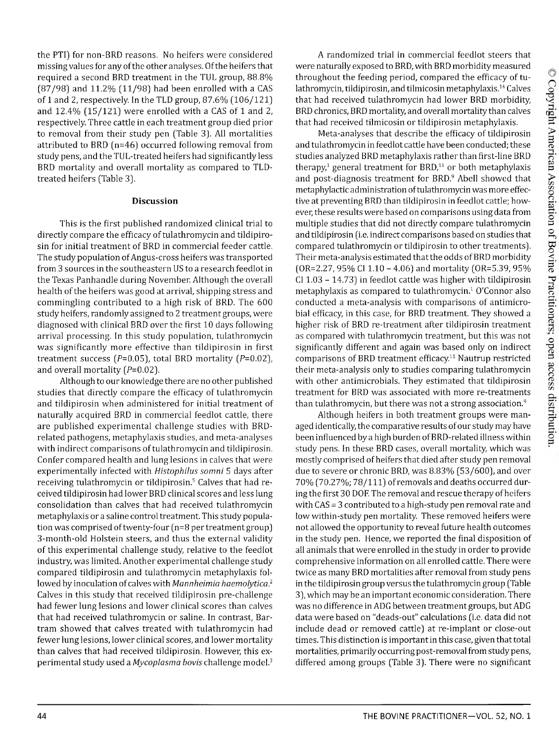the PTI) for non-BRD reasons. No heifers were considered missing values for any of the other analyses. Of the heifers that required a second BRD treatment in the TUL group, 88.8% (87/98) and 11.2% (11/98) had been enrolled with a CAS of 1 and 2, respectively. In the TLD group, 87.6% (106/121) and 12.4% (15/121) were enrolled with a CAS of 1 and 2, respectively. Three cattle in each treatment group died prior to removal from their study pen (Table 3). All mortalities attributed to BRD (n=46) occurred following removal from study pens, and the TUL-treated heifers had significantly less BRD mortality and overall mortality as compared to TLD-treated heifers (Table 3).

## Discussion

This is the first published randomized clinical trial to directly compare the efficacy of tulathromycin and tildipirosin for initial treatment of BRD in commercial feeder cattle. The study population of Angus-cross heifers was transported from 3 sources in the southeastern US to a research feedlot in the Texas Panhandle during November. Although the overall health of the heifers was good at arrival, shipping stress and commingling contributed to a high risk of BRD. The 600 study heifers, randomly assigned to 2 treatment groups, were diagnosed with clinical BRD over the first 10 days following arrival processing. In this study population, tulathromycin was significantly more effective than tildipirosin in first treatment success ($P$=0.05), total BRD mortality ($P$=0.02), and overall mortality ($P$=0.02).

Although to our knowledge there are no other published studies that directly compare the efficacy of tulathromycin and tildipirosin when administered for initial treatment of naturally acquired BRD in commercial feedlot cattle, there are published experimental challenge studies with BRD-related pathogens, metaphylaxis studies, and meta-analyses with indirect comparisons of tulathromycin and tildipirosin. Confer compared health and lung lesions in calves that were experimentally infected with *Histophilus somni* 5 days after receiving tulathromycin or tildipirosin.[5] Calves that had received tildipirosin had lower BRD clinical scores and less lung consolidation than calves that had received tulathromycin metaphylaxis or a saline control treatment. This study population was comprised of twenty-four (n=8 per treatment group) 3-month-old Holstein steers, and thus the external validity of this experimental challenge study, relative to the feedlot industry, was limited. Another experimental challenge study compared tildipirosin and tulathromycin metaphylaxis followed by inoculation of calves with *Mannheimia haemolytica*.[2] Calves in this study that received tildipirosin pre-challenge had fewer lung lesions and lower clinical scores than calves that had received tulathromycin or saline. In contrast, Bartram showed that calves treated with tulathromycin had fewer lung lesions, lower clinical scores, and lower mortality than calves that had received tildipirosin. However, this experimental study used a *Mycoplasma bovis* challenge model.[3]

A randomized trial in commercial feedlot steers that were naturally exposed to BRD, with BRD morbidity measured throughout the feeding period, compared the efficacy of tulathromycin, tildipirosin, and tilmicosin metaphylaxis.[14] Calves that had received tulathromycin had lower BRD morbidity, BRD chronics, BRD mortality, and overall mortality than calves that had received tilmicosin or tildipirosin metaphylaxis.

Meta-analyses that describe the efficacy of tildipirosin and tulathromycin in feedlot cattle have been conducted; these studies analyzed BRD metaphylaxis rather than first-line BRD therapy,[1] general treatment for BRD,[11] or both metaphylaxis and post-diagnosis treatment for BRD.[9] Abell showed that metaphylactic administration of tulathromycin was more effective at preventing BRD than tildipirosin in feedlot cattle; however, these results were based on comparisons using data from multiple studies that did not directly compare tulathromycin and tildipirosin (i.e. indirect comparisons based on studies that compared tulathromycin or tildipirosin to other treatments). Their meta-analysis estimated that the odds of BRD morbidity (OR=2.27, 95% CI 1.10 – 4.06) and mortality (OR=5.39, 95% CI 1.03 – 14.73) in feedlot cattle was higher with tildipirosin metaphylaxis as compared to tulathromycin.[1] O'Connor also conducted a meta-analysis with comparisons of antimicrobial efficacy, in this case, for BRD treatment. They showed a higher risk of BRD re-treatment after tildipirosin treatment as compared with tulathromycin treatment, but this was not significantly different and again was based only on indirect comparisons of BRD treatment efficacy.[11] Nautrup restricted their meta-analysis only to studies comparing tulathromycin with other antimicrobials. They estimated that tildipirosin treatment for BRD was associated with more re-treatments than tulathromycin, but there was not a strong association.[9]

Although heifers in both treatment groups were managed identically, the comparative results of our study may have been influenced by a high burden of BRD-related illness within study pens. In these BRD cases, overall mortality, which was mostly comprised of heifers that died after study pen removal due to severe or chronic BRD, was 8.83% (53/600), and over 70% (70.27%; 78/111) of removals and deaths occurred during the first 30 DOF. The removal and rescue therapy of heifers with CAS = 3 contributed to a high-study pen removal rate and low within-study pen mortality. These removed heifers were not allowed the opportunity to reveal future health outcomes in the study pen. Hence, we reported the final disposition of all animals that were enrolled in the study in order to provide comprehensive information on all enrolled cattle. There were twice as many BRD mortalities after removal from study pens in the tildipirosin group versus the tulathromycin group (Table 3), which may be an important economic consideration. There was no difference in ADG between treatment groups, but ADG data were based on "deads-out" calculations (i.e. data did not include dead or removed cattle) at re-implant or close-out times. This distinction is important in this case, given that total mortalities, primarily occurring post-removal from study pens, differed among groups (Table 3). There were no significant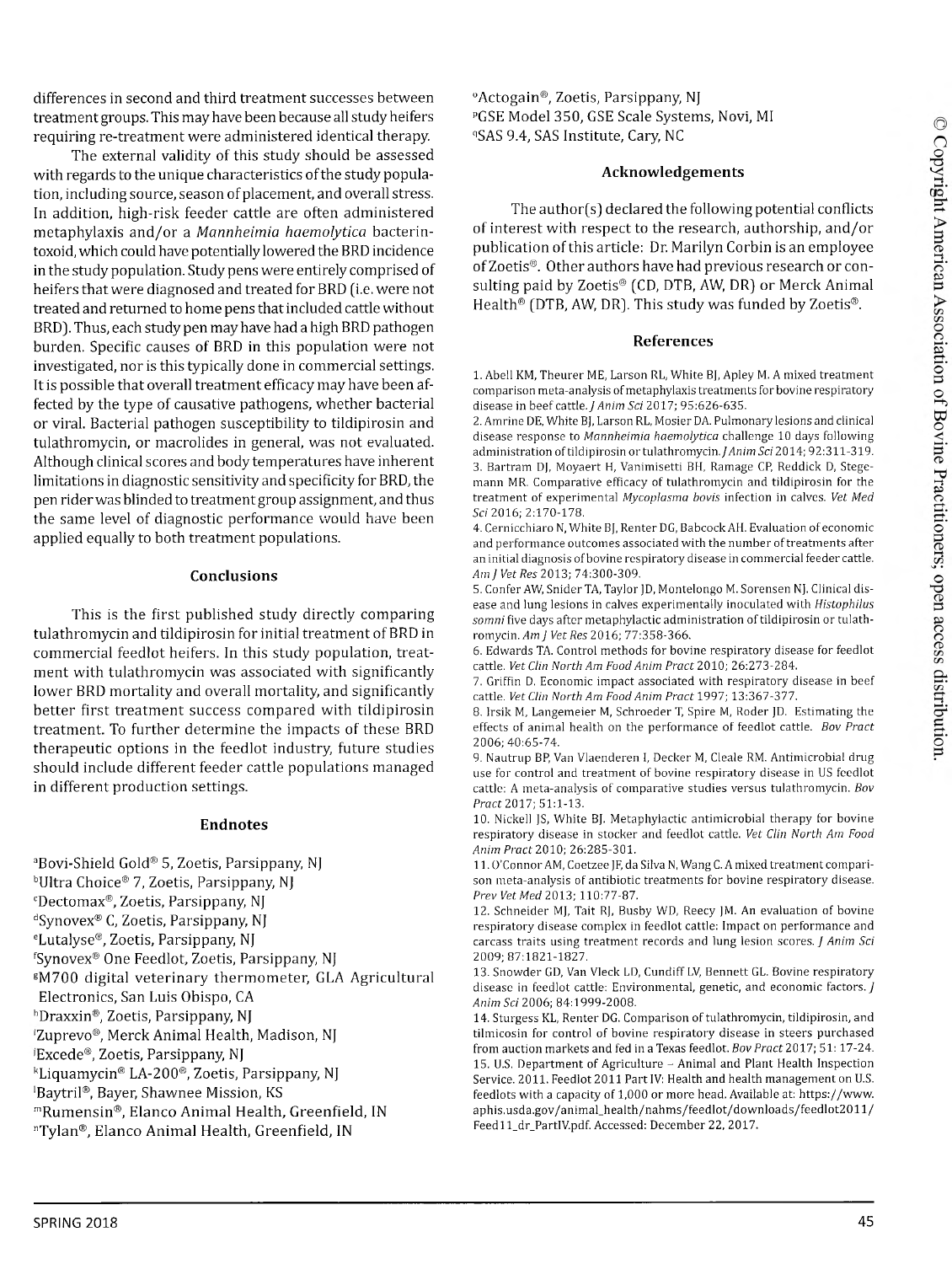differences in second and third treatment successes between treatment groups. This may have been because all study heifers requiring re-treatment were administered identical therapy.

The external validity of this study should be assessed with regards to the unique characteristics of the study population, including source, season of placement, and overall stress. In addition, high-risk feeder cattle are often administered metaphylaxis and/or a *Mannheimia haemolytica* bacterin-toxoid, which could have potentially lowered the BRD incidence in the study population. Study pens were entirely comprised of heifers that were diagnosed and treated for BRD (i.e. were not treated and returned to home pens that included cattle without BRD). Thus, each study pen may have had a high BRD pathogen burden. Specific causes of BRD in this population were not investigated, nor is this typically done in commercial settings. It is possible that overall treatment efficacy may have been affected by the type of causative pathogens, whether bacterial or viral. Bacterial pathogen susceptibility to tildipirosin and tulathromycin, or macrolides in general, was not evaluated. Although clinical scores and body temperatures have inherent limitations in diagnostic sensitivity and specificity for BRD, the pen rider was blinded to treatment group assignment, and thus the same level of diagnostic performance would have been applied equally to both treatment populations.

## Conclusions

This is the first published study directly comparing tulathromycin and tildipirosin for initial treatment of BRD in commercial feedlot heifers. In this study population, treatment with tulathromycin was associated with significantly lower BRD mortality and overall mortality, and significantly better first treatment success compared with tildipirosin treatment. To further determine the impacts of these BRD therapeutic options in the feedlot industry, future studies should include different feeder cattle populations managed in different production settings.

## Endnotes

[a]Bovi-Shield Gold® 5, Zoetis, Parsippany, NJ
[b]Ultra Choice® 7, Zoetis, Parsippany, NJ
[c]Dectomax®, Zoetis, Parsippany, NJ
[d]Synovex® C, Zoetis, Parsippany, NJ
[e]Lutalyse®, Zoetis, Parsippany, NJ
[f]Synovex® One Feedlot, Zoetis, Parsippany, NJ
[g]M700 digital veterinary thermometer, GLA Agricultural Electronics, San Luis Obispo, CA
[h]Draxxin®, Zoetis, Parsippany, NJ
[i]Zuprevo®, Merck Animal Health, Madison, NJ
[j]Excede®, Zoetis, Parsippany, NJ
[k]Liquamycin® LA-200®, Zoetis, Parsippany, NJ
[l]Baytril®, Bayer, Shawnee Mission, KS
[m]Rumensin®, Elanco Animal Health, Greenfield, IN
[n]Tylan®, Elanco Animal Health, Greenfield, IN
[o]Actogain®, Zoetis, Parsippany, NJ
[p]GSE Model 350, GSE Scale Systems, Novi, MI
[q]SAS 9.4, SAS Institute, Cary, NC

## Acknowledgements

The author(s) declared the following potential conflicts of interest with respect to the research, authorship, and/or publication of this article: Dr. Marilyn Corbin is an employee of Zoetis®. Other authors have had previous research or consulting paid by Zoetis® (CD, DTB, AW, DR) or Merck Animal Health® (DTB, AW, DR). This study was funded by Zoetis®.

## References

1. Abell KM, Theurer ME, Larson RL, White BJ, Apley M. A mixed treatment comparison meta-analysis of metaphylaxis treatments for bovine respiratory disease in beef cattle. *J Anim Sci* 2017; 95:626-635.
2. Amrine DE, White BJ, Larson RL, Mosier DA. Pulmonary lesions and clinical disease response to *Mannheimia haemolytica* challenge 10 days following administration of tildipirosin or tulathromycin. *J Anim Sci* 2014; 92:311-319.
3. Bartram DJ, Moyaert H, Vanimisetti BH, Ramage CP, Reddick D, Stegemann MR. Comparative efficacy of tulathromycin and tildipirosin for the treatment of experimental *Mycoplasma bovis* infection in calves. *Vet Med Sci* 2016; 2:170-178.
4. Cernicchiaro N, White BJ, Renter DG, Babcock AH. Evaluation of economic and performance outcomes associated with the number of treatments after an initial diagnosis of bovine respiratory disease in commercial feeder cattle. *Am J Vet Res* 2013; 74:300-309.
5. Confer AW, Snider TA, Taylor JD, Montelongo M. Sorensen NJ. Clinical disease and lung lesions in calves experimentally inoculated with *Histophilus somni* five days after metaphylactic administration of tildipirosin or tulathromycin. *Am J Vet Res* 2016; 77:358-366.
6. Edwards TA. Control methods for bovine respiratory disease for feedlot cattle. *Vet Clin North Am Food Anim Pract* 2010; 26:273-284.
7. Griffin D. Economic impact associated with respiratory disease in beef cattle. *Vet Clin North Am Food Anim Pract* 1997; 13:367-377.
8. Irsik M, Langemeier M, Schroeder T, Spire M, Roder JD. Estimating the effects of animal health on the performance of feedlot cattle. *Bov Pract* 2006; 40:65-74.
9. Nautrup BP, Van Vlaenderen I, Decker M, Cleale RM. Antimicrobial drug use for control and treatment of bovine respiratory disease in US feedlot cattle: A meta-analysis of comparative studies versus tulathromycin. *Bov Pract* 2017; 51:1-13.
10. Nickell JS, White BJ. Metaphylactic antimicrobial therapy for bovine respiratory disease in stocker and feedlot cattle. *Vet Clin North Am Food Anim Pract* 2010; 26:285-301.
11. O'Connor AM, Coetzee JF, da Silva N, Wang C. A mixed treatment comparison meta-analysis of antibiotic treatments for bovine respiratory disease. *Prev Vet Med* 2013; 110:77-87.
12. Schneider MJ, Tait RJ, Busby WD, Reecy JM. An evaluation of bovine respiratory disease complex in feedlot cattle: Impact on performance and carcass traits using treatment records and lung lesion scores. *J Anim Sci* 2009; 87:1821-1827.
13. Snowder GD, Van Vleck LD, Cundiff LV, Bennett GL. Bovine respiratory disease in feedlot cattle: Environmental, genetic, and economic factors. *J Anim Sci* 2006; 84:1999-2008.
14. Sturgess KL, Renter DG. Comparison of tulathromycin, tildipirosin, and tilmicosin for control of bovine respiratory disease in steers purchased from auction markets and fed in a Texas feedlot. *Bov Pract* 2017; 51: 17-24.
15. U.S. Department of Agriculture – Animal and Plant Health Inspection Service. 2011. Feedlot 2011 Part IV: Health and health management on U.S. feedlots with a capacity of 1,000 or more head. Available at: https://www.aphis.usda.gov/animal_health/nahms/feedlot/downloads/feedlot2011/Feed11_dr_PartIV.pdf. Accessed: December 22, 2017.